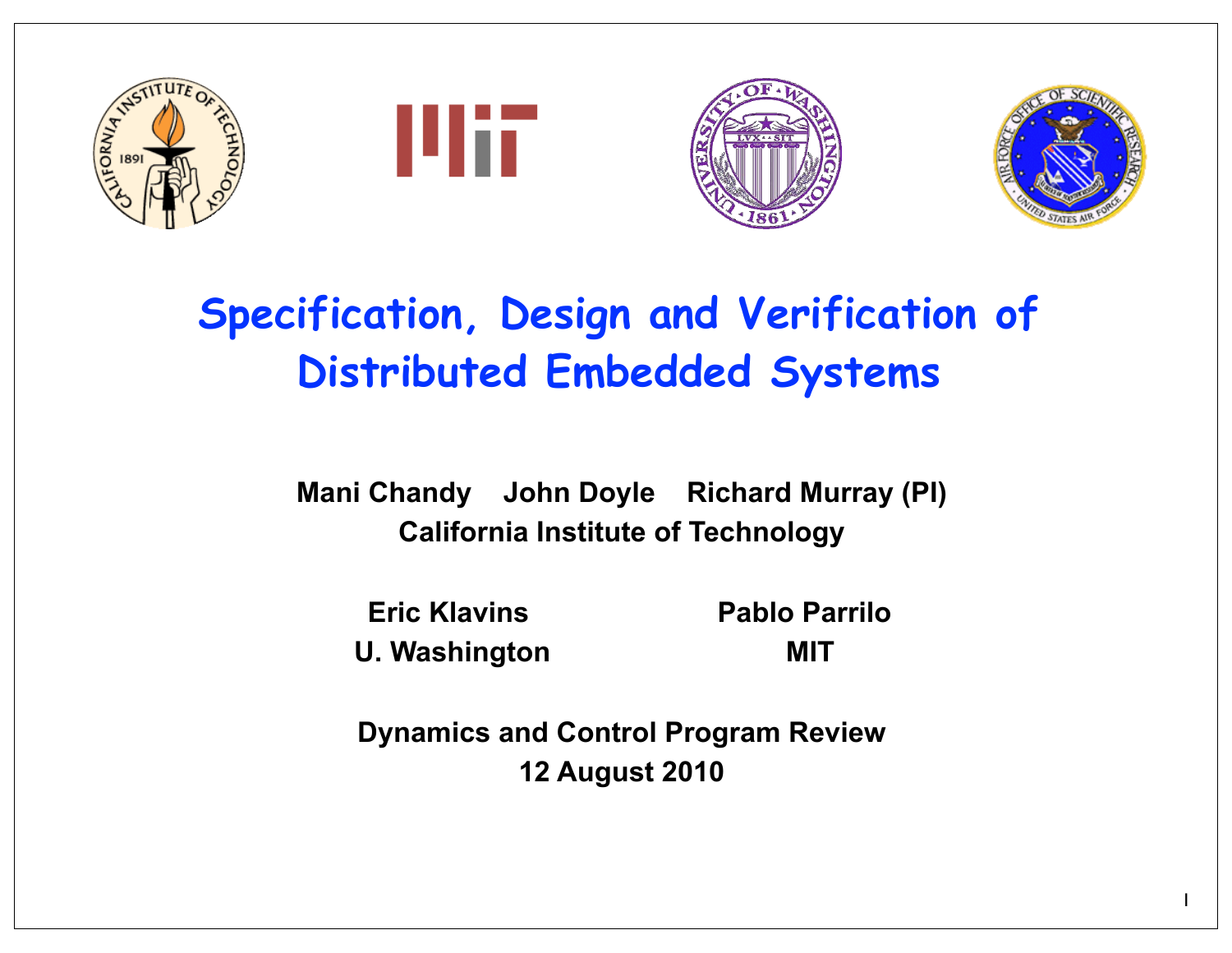# Specification, Design and Verification of Distributed Embedded Systems

**Mani Chandy  John Doyle  Richard Murray (PI)**
**California Institute of Technology**

**Eric Klavins**
**U. Washington**

**Pablo Parrilo**
**MIT**

**Dynamics and Control Program Review**
**12 August 2010**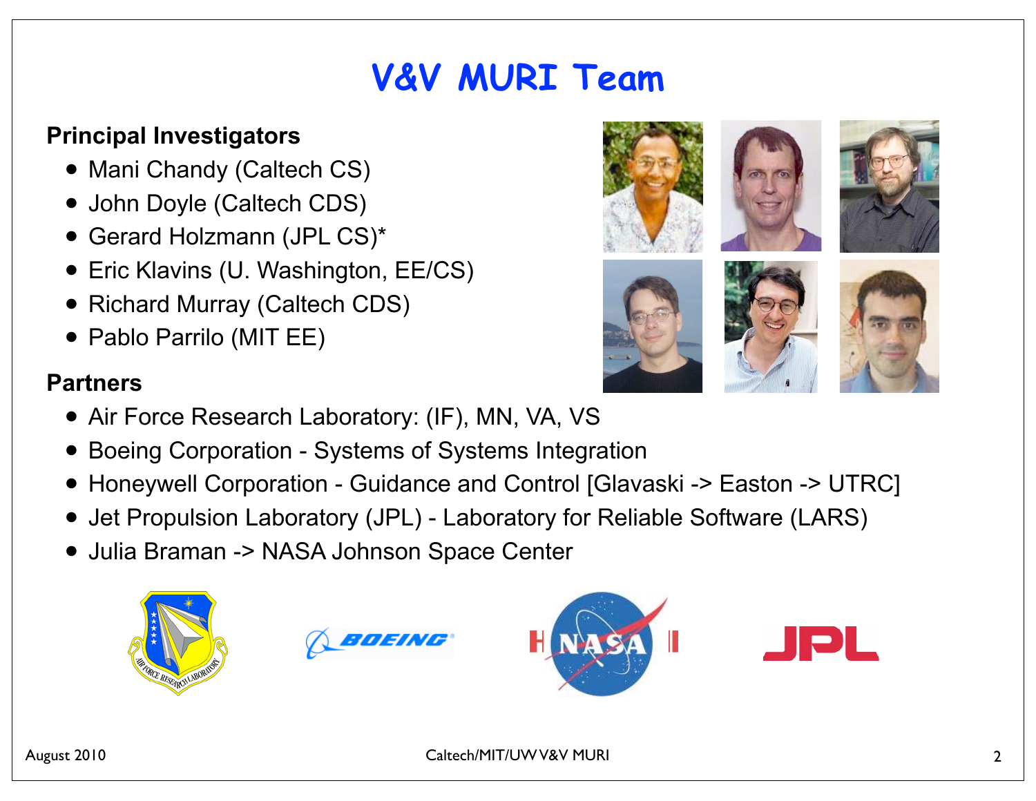# V&V MURI Team

**Principal Investigators**

- Mani Chandy (Caltech CS)
- John Doyle (Caltech CDS)
- Gerard Holzmann (JPL CS)*
- Eric Klavins (U. Washington, EE/CS)
- Richard Murray (Caltech CDS)
- Pablo Parrilo (MIT EE)

**Partners**

- Air Force Research Laboratory: (IF), MN, VA, VS
- Boeing Corporation - Systems of Systems Integration
- Honeywell Corporation - Guidance and Control [Glavaski -> Easton -> UTRC]
- Jet Propulsion Laboratory (JPL) - Laboratory for Reliable Software (LARS)
- Julia Braman -> NASA Johnson Space Center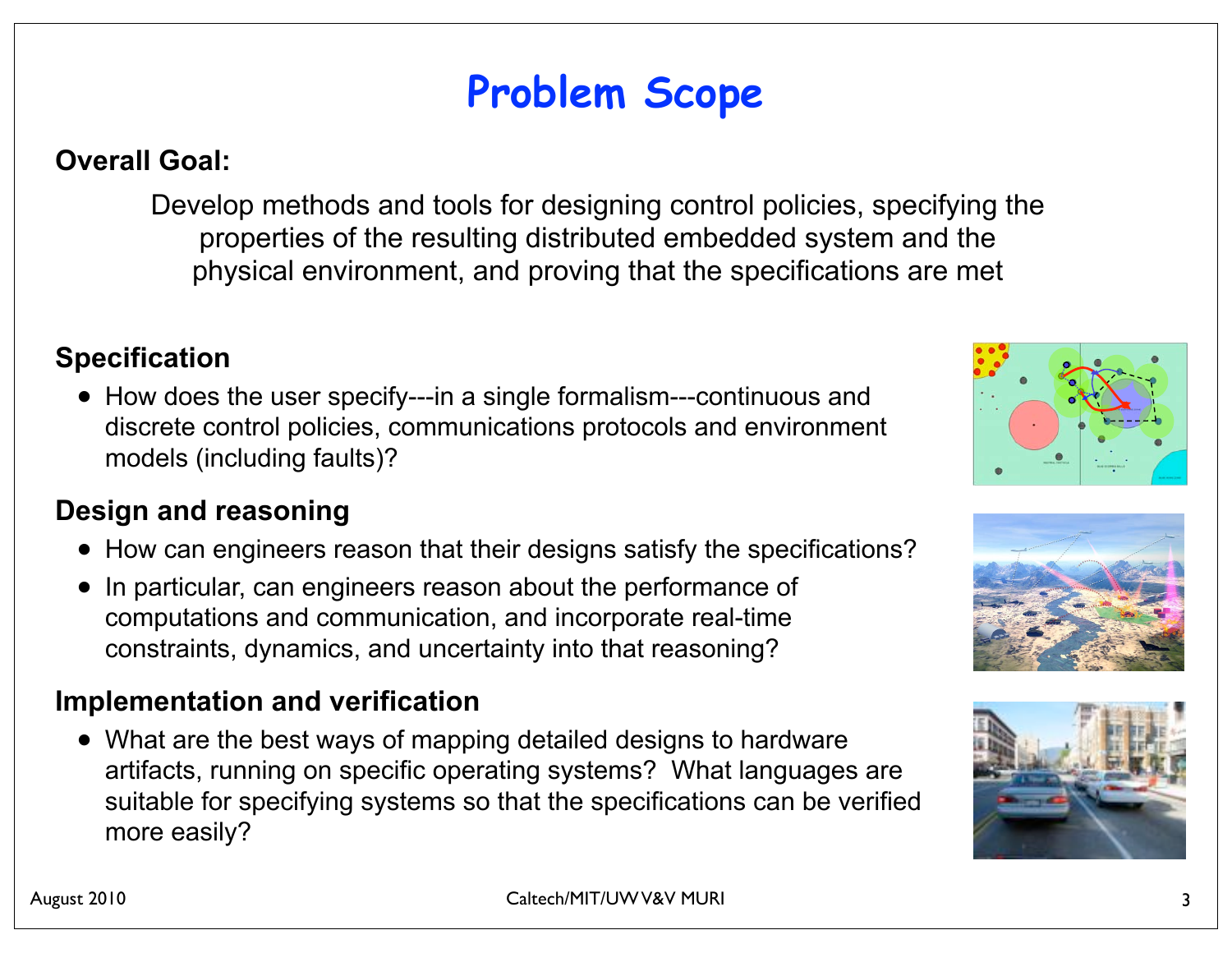# Problem Scope

**Overall Goal:**

Develop methods and tools for designing control policies, specifying the properties of the resulting distributed embedded system and the physical environment, and proving that the specifications are met

**Specification**

- How does the user specify---in a single formalism---continuous and discrete control policies, communications protocols and environment models (including faults)?

**Design and reasoning**

- How can engineers reason that their designs satisfy the specifications?
- In particular, can engineers reason about the performance of computations and communication, and incorporate real-time constraints, dynamics, and uncertainty into that reasoning?

**Implementation and verification**

- What are the best ways of mapping detailed designs to hardware artifacts, running on specific operating systems? What languages are suitable for specifying systems so that the specifications can be verified more easily?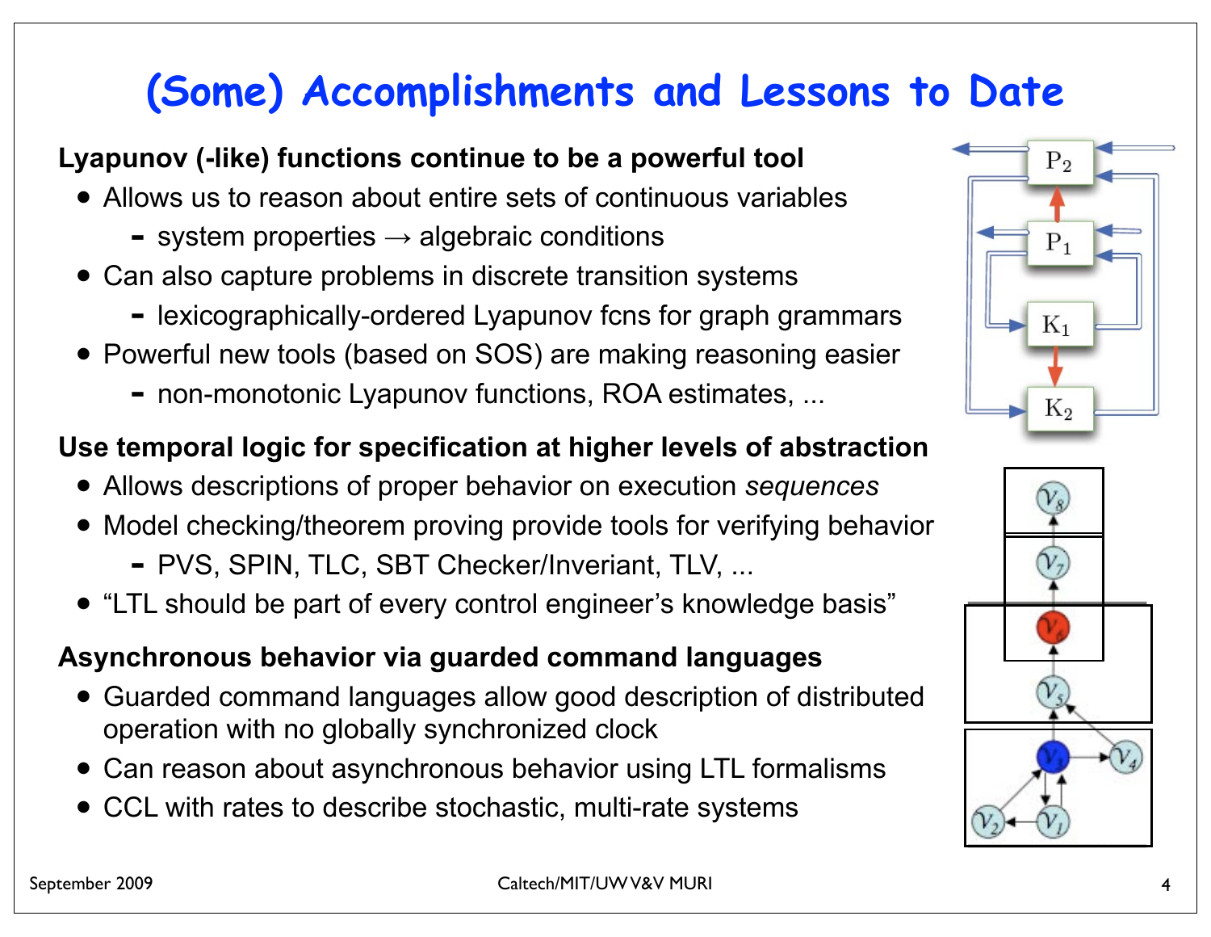# (Some) Accomplishments and Lessons to Date

**Lyapunov (-like) functions continue to be a powerful tool**

- Allows us to reason about entire sets of continuous variables
  - system properties → algebraic conditions
- Can also capture problems in discrete transition systems
  - lexicographically-ordered Lyapunov fcns for graph grammars
- Powerful new tools (based on SOS) are making reasoning easier
  - non-monotonic Lyapunov functions, ROA estimates, ...

**Use temporal logic for specification at higher levels of abstraction**

- Allows descriptions of proper behavior on execution *sequences*
- Model checking/theorem proving provide tools for verifying behavior
  - PVS, SPIN, TLC, SBT Checker/Inveriant, TLV, ...
- "LTL should be part of every control engineer's knowledge basis"

**Asynchronous behavior via guarded command languages**

- Guarded command languages allow good description of distributed operation with no globally synchronized clock
- Can reason about asynchronous behavior using LTL formalisms
- CCL with rates to describe stochastic, multi-rate systems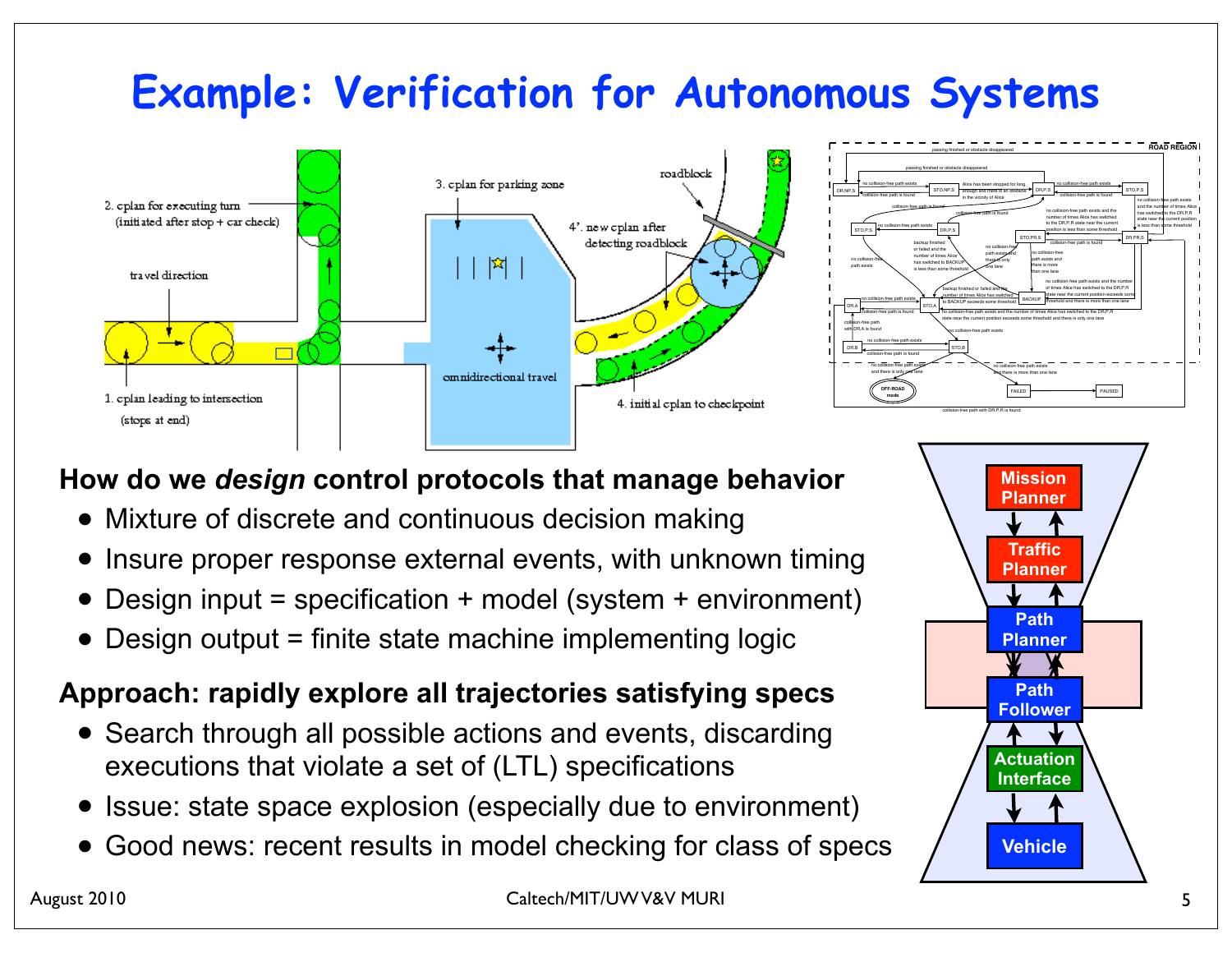# Example: Verification for Autonomous Systems

**How do we *design* control protocols that manage behavior**

- Mixture of discrete and continuous decision making
- Insure proper response external events, with unknown timing
- Design input = specification + model (system + environment)
- Design output = finite state machine implementing logic

**Approach: rapidly explore all trajectories satisfying specs**

- Search through all possible actions and events, discarding executions that violate a set of (LTL) specifications
- Issue: state space explosion (especially due to environment)
- Good news: recent results in model checking for class of specs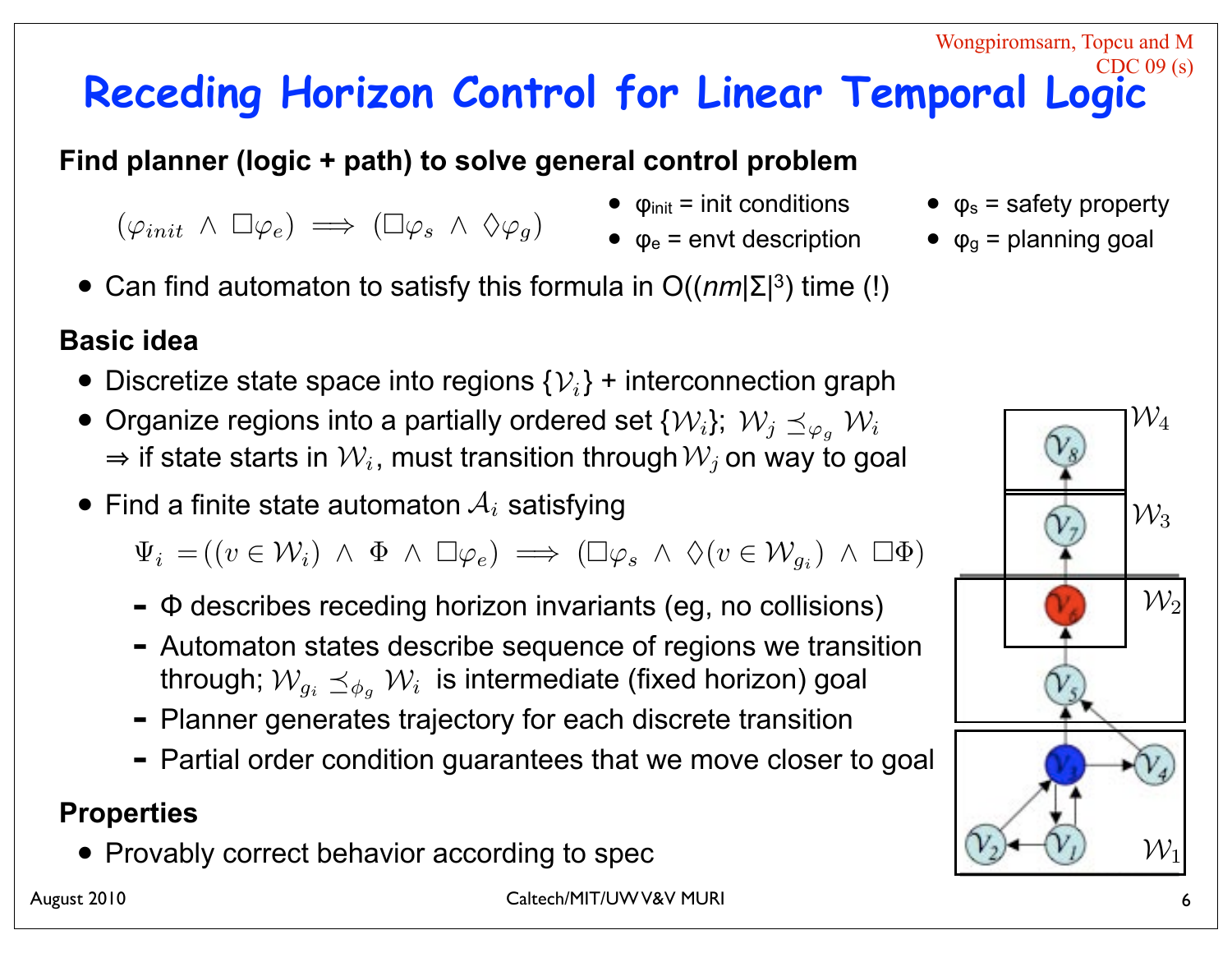Wongpiromsarn, Topcu and M
CDC 09 (s)

# Receding Horizon Control for Linear Temporal Logic

**Find planner (logic + path) to solve general control problem**

$$(\varphi_{init} \wedge \Box\varphi_e) \implies (\Box\varphi_s \wedge \Diamond\varphi_g)$$

- $\varphi_{init}$ = init conditions
- $\varphi_e$ = envt description
- $\varphi_s$ = safety property
- $\varphi_g$ = planning goal

- Can find automaton to satisfy this formula in O(($nm|\Sigma|^3$) time (!)

**Basic idea**

- Discretize state space into regions $\{\mathcal{V}_i\}$ + interconnection graph
- Organize regions into a partially ordered set $\{\mathcal{W}_i\}$; $\mathcal{W}_j \preceq_{\varphi_g} \mathcal{W}_i$
  ⇒ if state starts in $\mathcal{W}_i$, must transition through $\mathcal{W}_j$ on way to goal
- Find a finite state automaton $\mathcal{A}_i$ satisfying

$$\Psi_i = ((v \in \mathcal{W}_i) \wedge \Phi \wedge \Box\varphi_e) \implies (\Box\varphi_s \wedge \Diamond(v \in \mathcal{W}_{g_i}) \wedge \Box\Phi)$$

  - Φ describes receding horizon invariants (eg, no collisions)
  - Automaton states describe sequence of regions we transition through; $\mathcal{W}_{g_i} \preceq_{\phi_g} \mathcal{W}_i$ is intermediate (fixed horizon) goal
  - Planner generates trajectory for each discrete transition
  - Partial order condition guarantees that we move closer to goal

**Properties**

- Provably correct behavior according to spec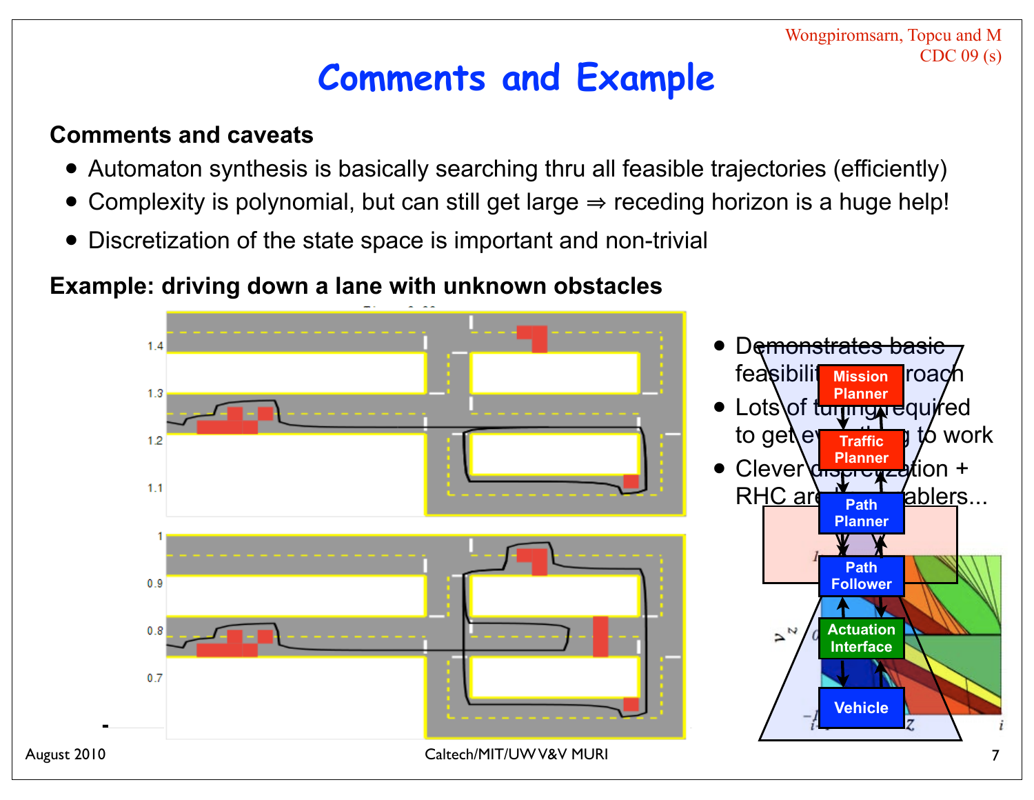Wongpiromsarn, Topcu and M
CDC 09 (s)

# Comments and Example

**Comments and caveats**

- Automaton synthesis is basically searching thru all feasible trajectories (efficiently)
- Complexity is polynomial, but can still get large ⇒ receding horizon is a huge help!
- Discretization of the state space is important and non-trivial

**Example: driving down a lane with unknown obstacles**

- Demonstrates basic feasibility of approach
- Lots of tuning required to get everything to work
- Clever discretization + RHC are key enablers...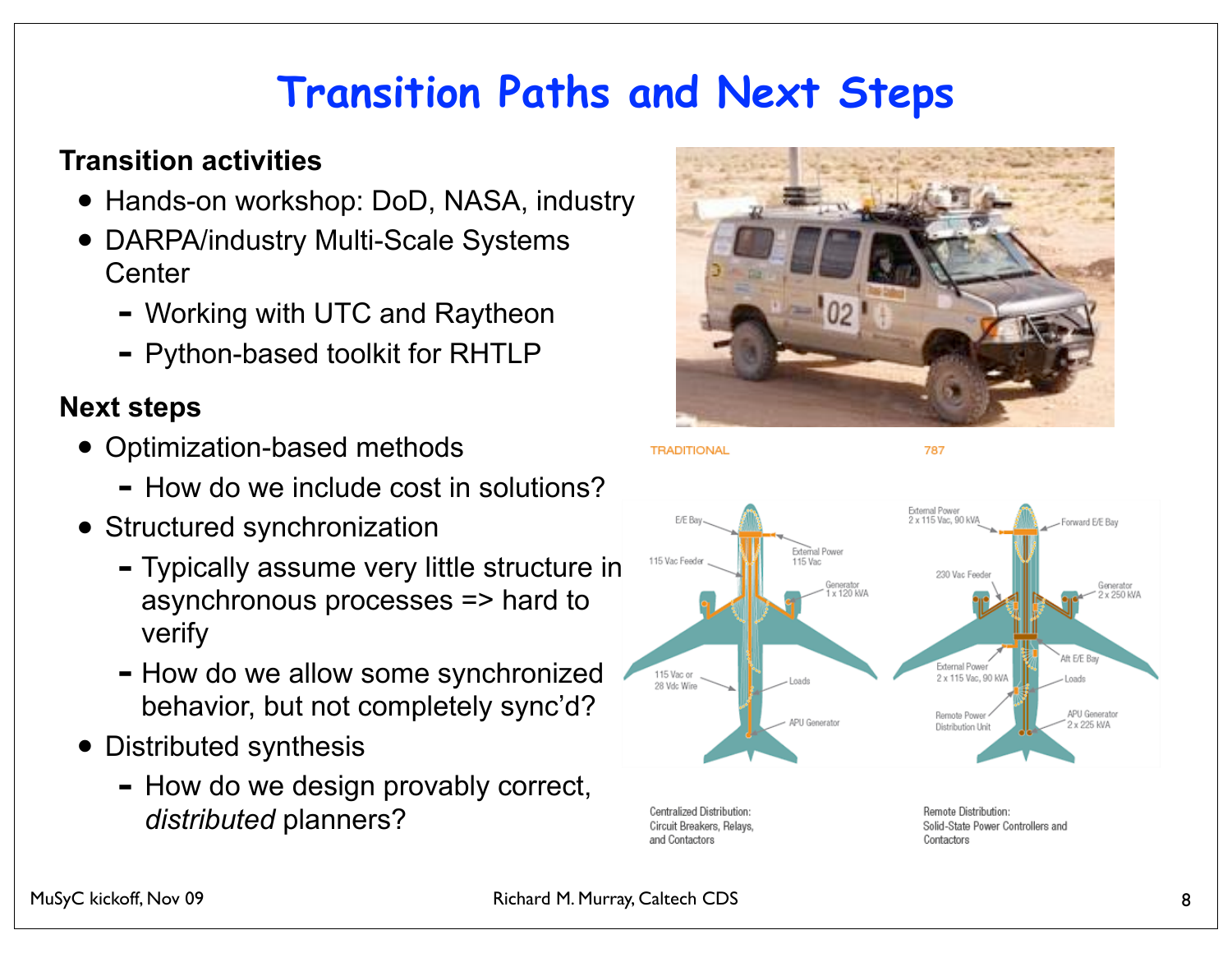# Transition Paths and Next Steps

**Transition activities**

- Hands-on workshop: DoD, NASA, industry
- DARPA/industry Multi-Scale Systems Center
  - Working with UTC and Raytheon
  - Python-based toolkit for RHTLP

**Next steps**

- Optimization-based methods
  - How do we include cost in solutions?
- Structured synchronization
  - Typically assume very little structure in asynchronous processes => hard to verify
  - How do we allow some synchronized behavior, but not completely sync'd?
- Distributed synthesis
  - How do we design provably correct, *distributed* planners?

TRADITIONAL

Centralized Distribution: Circuit Breakers, Relays, and Contactors

787

Remote Distribution: Solid-State Power Controllers and Contactors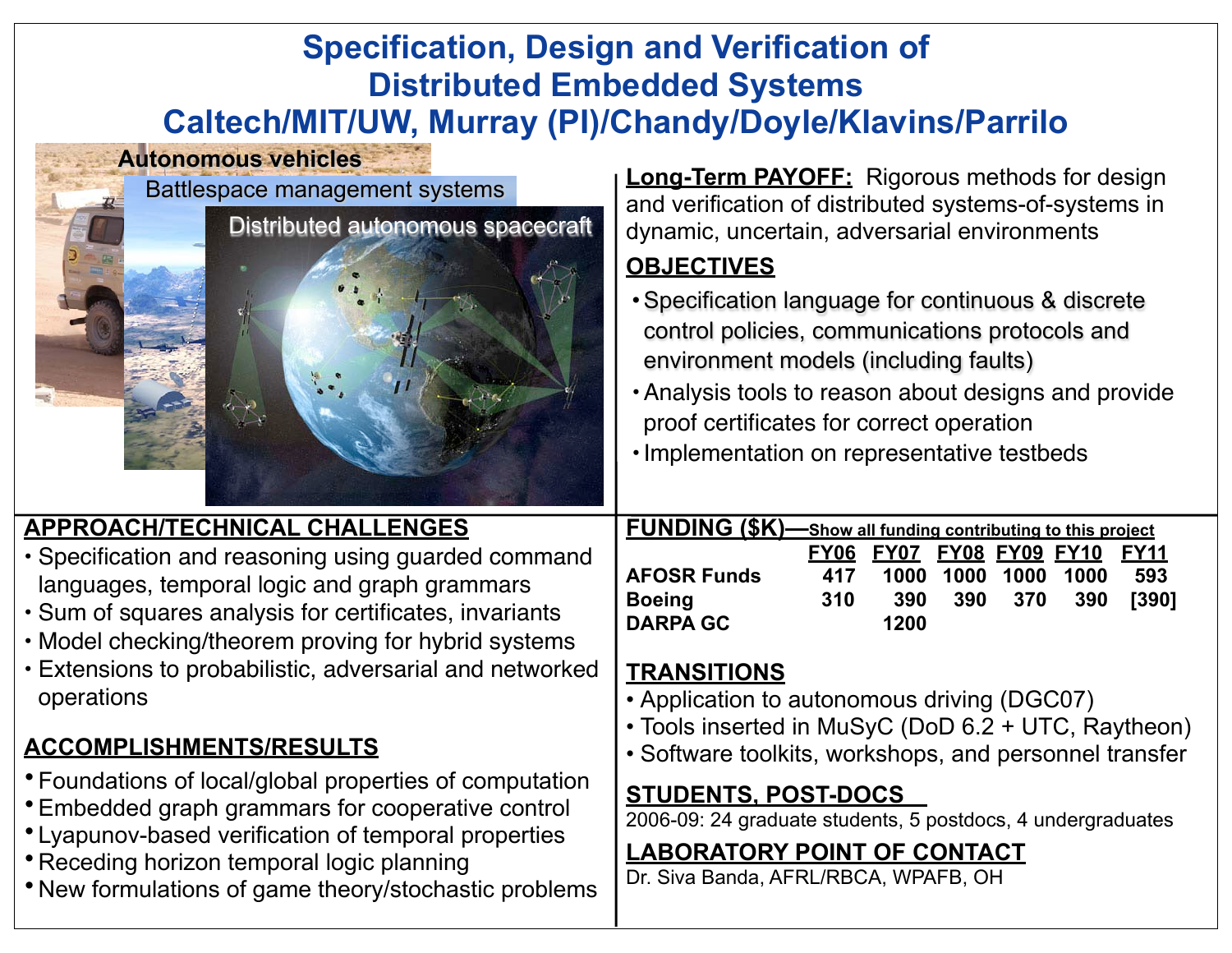# Specification, Design and Verification of Distributed Embedded Systems

## Caltech/MIT/UW, Murray (PI)/Chandy/Doyle/Klavins/Parrilo

Autonomous vehicles

Battlespace management systems

Distributed autonomous spacecraft

**Long-Term PAYOFF:** Rigorous methods for design and verification of distributed systems-of-systems in dynamic, uncertain, adversarial environments

**OBJECTIVES**

- Specification language for continuous & discrete control policies, communications protocols and environment models (including faults)
- Analysis tools to reason about designs and provide proof certificates for correct operation
- Implementation on representative testbeds

**APPROACH/TECHNICAL CHALLENGES**

- Specification and reasoning using guarded command languages, temporal logic and graph grammars
- Sum of squares analysis for certificates, invariants
- Model checking/theorem proving for hybrid systems
- Extensions to probabilistic, adversarial and networked operations

**ACCOMPLISHMENTS/RESULTS**

- Foundations of local/global properties of computation
- Embedded graph grammars for cooperative control
- Lyapunov-based verification of temporal properties
- Receding horizon temporal logic planning
- New formulations of game theory/stochastic problems

**FUNDING ($K)—Show all funding contributing to this project**

| | FY06 | FY07 | FY08 | FY09 | FY10 | FY11 |
|---|---|---|---|---|---|---|
| AFOSR Funds | 417 | 1000 | 1000 | 1000 | 1000 | 593 |
| Boeing | 310 | 390 | 390 | 370 | 390 | [390] |
| DARPA GC | | 1200 | | | | |

**TRANSITIONS**

- Application to autonomous driving (DGC07)
- Tools inserted in MuSyC (DoD 6.2 + UTC, Raytheon)
- Software toolkits, workshops, and personnel transfer

**STUDENTS, POST-DOCS**

2006-09: 24 graduate students, 5 postdocs, 4 undergraduates

**LABORATORY POINT OF CONTACT**

Dr. Siva Banda, AFRL/RBCA, WPAFB, OH